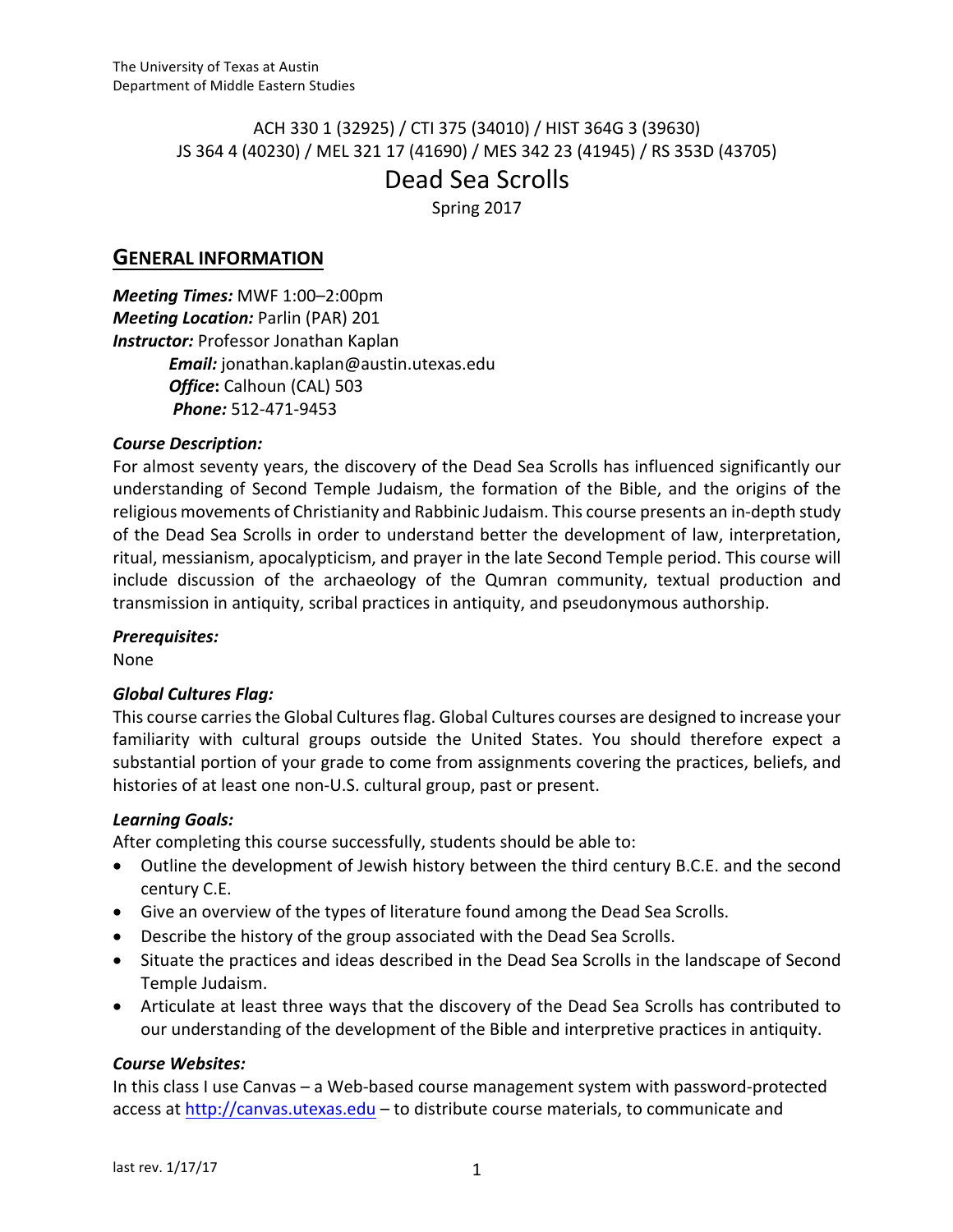The University of Texas at Austin
Department of Middle Eastern Studies

ACH 330 1 (32925) / CTI 375 (34010) / HIST 364G 3 (39630)
JS 364 4 (40230) / MEL 321 17 (41690) / MES 342 23 (41945) / RS 353D (43705)

# Dead Sea Scrolls

Spring 2017

## GENERAL INFORMATION

***Meeting Times:*** MWF 1:00–2:00pm
***Meeting Location:*** Parlin (PAR) 201
***Instructor:*** Professor Jonathan Kaplan
  ***Email:*** jonathan.kaplan@austin.utexas.edu
  ***Office*:** Calhoun (CAL) 503
  ***Phone:*** 512-471-9453

### *Course Description:*

For almost seventy years, the discovery of the Dead Sea Scrolls has influenced significantly our understanding of Second Temple Judaism, the formation of the Bible, and the origins of the religious movements of Christianity and Rabbinic Judaism. This course presents an in-depth study of the Dead Sea Scrolls in order to understand better the development of law, interpretation, ritual, messianism, apocalypticism, and prayer in the late Second Temple period. This course will include discussion of the archaeology of the Qumran community, textual production and transmission in antiquity, scribal practices in antiquity, and pseudonymous authorship.

### *Prerequisites:*

None

### *Global Cultures Flag:*

This course carries the Global Cultures flag. Global Cultures courses are designed to increase your familiarity with cultural groups outside the United States. You should therefore expect a substantial portion of your grade to come from assignments covering the practices, beliefs, and histories of at least one non-U.S. cultural group, past or present.

### *Learning Goals:*

After completing this course successfully, students should be able to:

- Outline the development of Jewish history between the third century B.C.E. and the second century C.E.
- Give an overview of the types of literature found among the Dead Sea Scrolls.
- Describe the history of the group associated with the Dead Sea Scrolls.
- Situate the practices and ideas described in the Dead Sea Scrolls in the landscape of Second Temple Judaism.
- Articulate at least three ways that the discovery of the Dead Sea Scrolls has contributed to our understanding of the development of the Bible and interpretive practices in antiquity.

### *Course Websites:*

In this class I use Canvas – a Web-based course management system with password-protected access at http://canvas.utexas.edu – to distribute course materials, to communicate and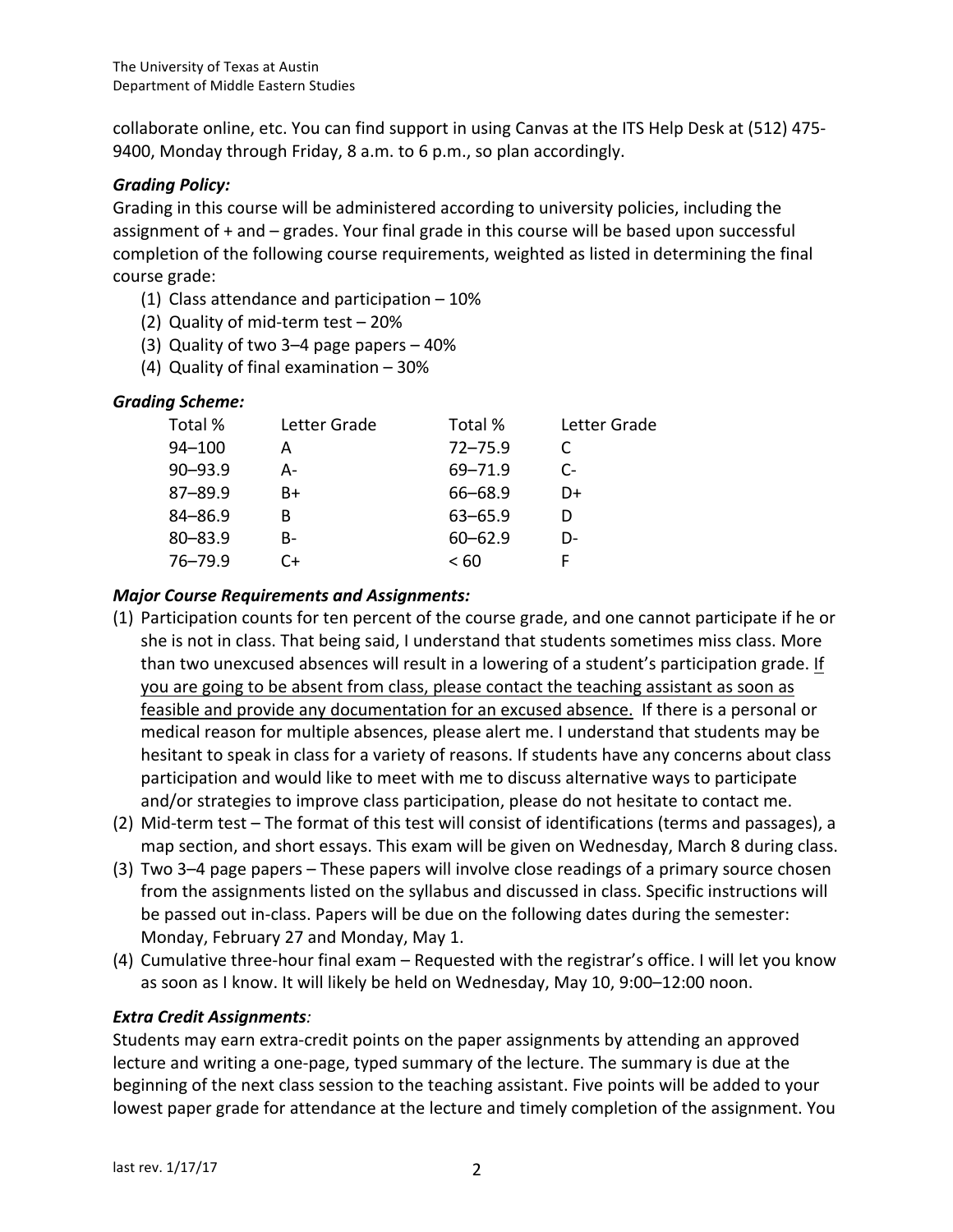collaborate online, etc. You can find support in using Canvas at the ITS Help Desk at (512) 475-9400, Monday through Friday, 8 a.m. to 6 p.m., so plan accordingly.

### *Grading Policy:*

Grading in this course will be administered according to university policies, including the assignment of + and – grades. Your final grade in this course will be based upon successful completion of the following course requirements, weighted as listed in determining the final course grade:

(1) Class attendance and participation – 10%
(2) Quality of mid-term test – 20%
(3) Quality of two 3–4 page papers – 40%
(4) Quality of final examination – 30%

### *Grading Scheme:*

| Total % | Letter Grade | Total % | Letter Grade |
|---|---|---|---|
| 94–100 | A | 72–75.9 | C |
| 90–93.9 | A- | 69–71.9 | C- |
| 87–89.9 | B+ | 66–68.9 | D+ |
| 84–86.9 | B | 63–65.9 | D |
| 80–83.9 | B- | 60–62.9 | D- |
| 76–79.9 | C+ | < 60 | F |

### *Major Course Requirements and Assignments:*

(1) Participation counts for ten percent of the course grade, and one cannot participate if he or she is not in class. That being said, I understand that students sometimes miss class. More than two unexcused absences will result in a lowering of a student's participation grade. <u>If you are going to be absent from class, please contact the teaching assistant as soon as feasible and provide any documentation for an excused absence.</u> If there is a personal or medical reason for multiple absences, please alert me. I understand that students may be hesitant to speak in class for a variety of reasons. If students have any concerns about class participation and would like to meet with me to discuss alternative ways to participate and/or strategies to improve class participation, please do not hesitate to contact me.

(2) Mid-term test – The format of this test will consist of identifications (terms and passages), a map section, and short essays. This exam will be given on Wednesday, March 8 during class.

(3) Two 3–4 page papers – These papers will involve close readings of a primary source chosen from the assignments listed on the syllabus and discussed in class. Specific instructions will be passed out in-class. Papers will be due on the following dates during the semester: Monday, February 27 and Monday, May 1.

(4) Cumulative three-hour final exam – Requested with the registrar's office. I will let you know as soon as I know. It will likely be held on Wednesday, May 10, 9:00–12:00 noon.

### *Extra Credit Assignments:*

Students may earn extra-credit points on the paper assignments by attending an approved lecture and writing a one-page, typed summary of the lecture. The summary is due at the beginning of the next class session to the teaching assistant. Five points will be added to your lowest paper grade for attendance at the lecture and timely completion of the assignment. You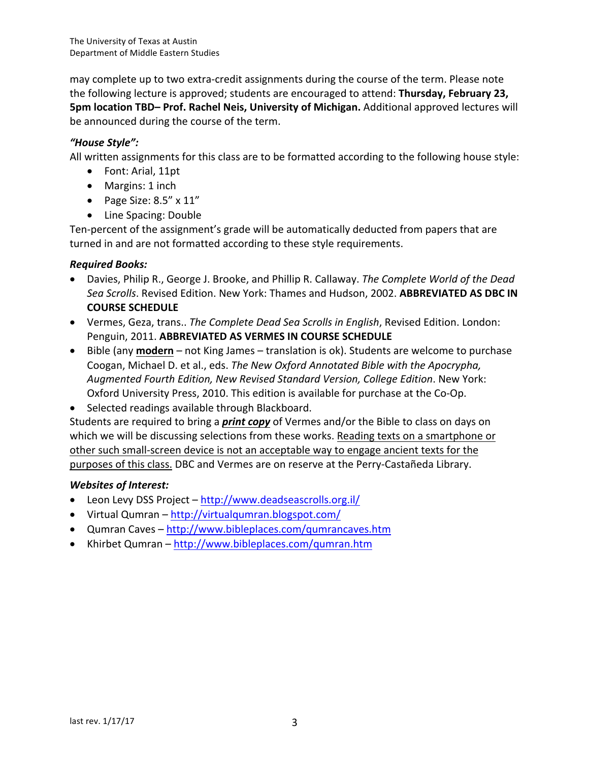may complete up to two extra-credit assignments during the course of the term. Please note the following lecture is approved; students are encouraged to attend: **Thursday, February 23, 5pm location TBD– Prof. Rachel Neis, University of Michigan.** Additional approved lectures will be announced during the course of the term.

***"House Style":***

All written assignments for this class are to be formatted according to the following house style:

- Font: Arial, 11pt
- Margins: 1 inch
- Page Size: 8.5" x 11"
- Line Spacing: Double

Ten-percent of the assignment's grade will be automatically deducted from papers that are turned in and are not formatted according to these style requirements.

***Required Books:***

- Davies, Philip R., George J. Brooke, and Phillip R. Callaway. *The Complete World of the Dead Sea Scrolls*. Revised Edition. New York: Thames and Hudson, 2002. **ABBREVIATED AS DBC IN COURSE SCHEDULE**
- Vermes, Geza, trans.. *The Complete Dead Sea Scrolls in English*, Revised Edition. London: Penguin, 2011. **ABBREVIATED AS VERMES IN COURSE SCHEDULE**
- Bible (any <u>**modern**</u> – not King James – translation is ok). Students are welcome to purchase Coogan, Michael D. et al., eds. *The New Oxford Annotated Bible with the Apocrypha, Augmented Fourth Edition, New Revised Standard Version, College Edition*. New York: Oxford University Press, 2010. This edition is available for purchase at the Co-Op.
- Selected readings available through Blackboard.

Students are required to bring a <u>***print copy***</u> of Vermes and/or the Bible to class on days on which we will be discussing selections from these works. <u>Reading texts on a smartphone or other such small-screen device is not an acceptable way to engage ancient texts for the purposes of this class.</u> DBC and Vermes are on reserve at the Perry-Castañeda Library.

***Websites of Interest:***

- Leon Levy DSS Project – http://www.deadseascrolls.org.il/
- Virtual Qumran – http://virtualqumran.blogspot.com/
- Qumran Caves – http://www.bibleplaces.com/qumrancaves.htm
- Khirbet Qumran – http://www.bibleplaces.com/qumran.htm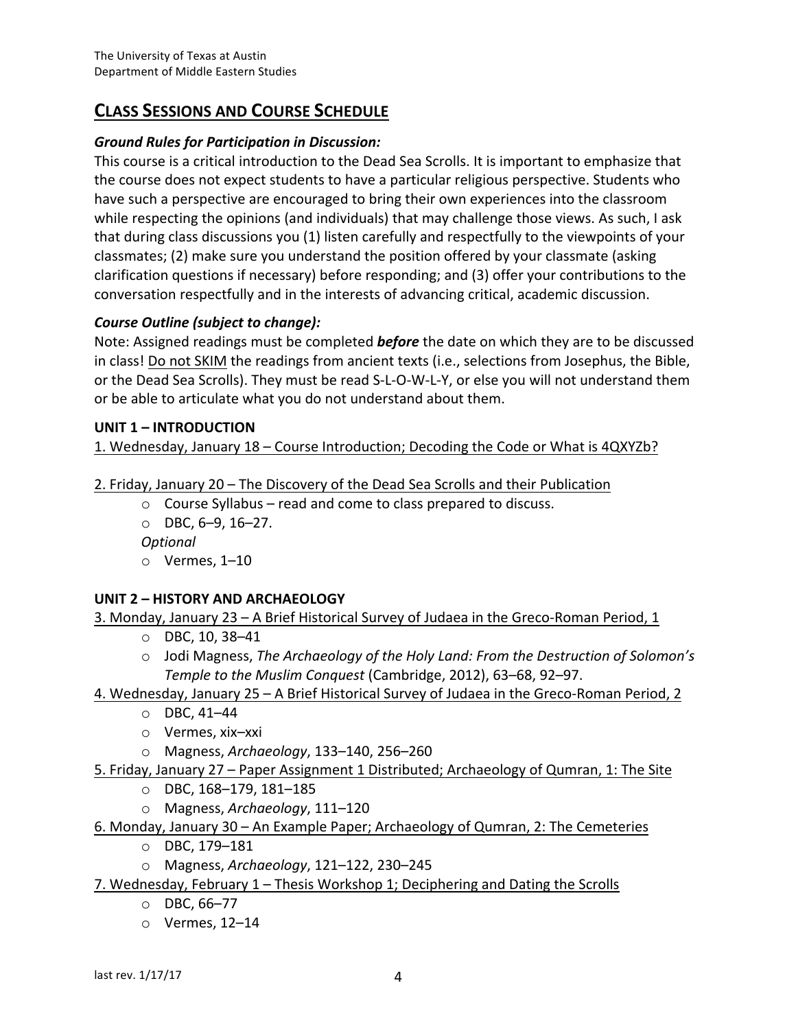## Class Sessions and Course Schedule

### *Ground Rules for Participation in Discussion:*

This course is a critical introduction to the Dead Sea Scrolls. It is important to emphasize that the course does not expect students to have a particular religious perspective. Students who have such a perspective are encouraged to bring their own experiences into the classroom while respecting the opinions (and individuals) that may challenge those views. As such, I ask that during class discussions you (1) listen carefully and respectfully to the viewpoints of your classmates; (2) make sure you understand the position offered by your classmate (asking clarification questions if necessary) before responding; and (3) offer your contributions to the conversation respectfully and in the interests of advancing critical, academic discussion.

### *Course Outline (subject to change):*

Note: Assigned readings must be completed ***before*** the date on which they are to be discussed in class! Do not SKIM the readings from ancient texts (i.e., selections from Josephus, the Bible, or the Dead Sea Scrolls). They must be read S-L-O-W-L-Y, or else you will not understand them or be able to articulate what you do not understand about them.

### UNIT 1 – INTRODUCTION

1. Wednesday, January 18 – Course Introduction; Decoding the Code or What is 4QXYZb?

2. Friday, January 20 – The Discovery of the Dead Sea Scrolls and their Publication

- Course Syllabus – read and come to class prepared to discuss.
- DBC, 6–9, 16–27.

*Optional*

- Vermes, 1–10

### UNIT 2 – HISTORY AND ARCHAEOLOGY

3. Monday, January 23 – A Brief Historical Survey of Judaea in the Greco-Roman Period, 1

- DBC, 10, 38–41
- Jodi Magness, *The Archaeology of the Holy Land: From the Destruction of Solomon's Temple to the Muslim Conquest* (Cambridge, 2012), 63–68, 92–97.

4. Wednesday, January 25 – A Brief Historical Survey of Judaea in the Greco-Roman Period, 2

- DBC, 41–44
- Vermes, xix–xxi
- Magness, *Archaeology*, 133–140, 256–260

5. Friday, January 27 – Paper Assignment 1 Distributed; Archaeology of Qumran, 1: The Site

- DBC, 168–179, 181–185
- Magness, *Archaeology*, 111–120

6. Monday, January 30 – An Example Paper; Archaeology of Qumran, 2: The Cemeteries

- DBC, 179–181
- Magness, *Archaeology*, 121–122, 230–245

7. Wednesday, February 1 – Thesis Workshop 1; Deciphering and Dating the Scrolls

- DBC, 66–77
- Vermes, 12–14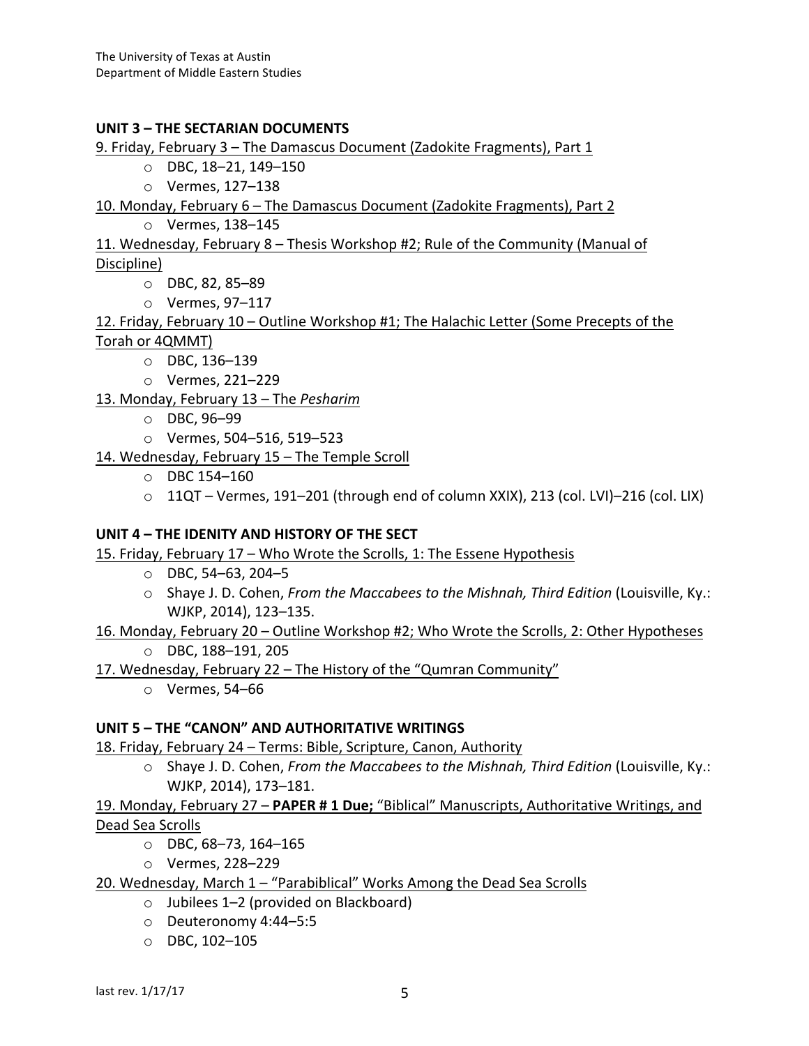**UNIT 3 – THE SECTARIAN DOCUMENTS**

9. Friday, February 3 – The Damascus Document (Zadokite Fragments), Part 1
   - DBC, 18–21, 149–150
   - Vermes, 127–138

10. Monday, February 6 – The Damascus Document (Zadokite Fragments), Part 2
   - Vermes, 138–145

11. Wednesday, February 8 – Thesis Workshop #2; Rule of the Community (Manual of Discipline)
   - DBC, 82, 85–89
   - Vermes, 97–117

12. Friday, February 10 – Outline Workshop #1; The Halachic Letter (Some Precepts of the Torah or 4QMMT)
   - DBC, 136–139
   - Vermes, 221–229

13. Monday, February 13 – The *Pesharim*
   - DBC, 96–99
   - Vermes, 504–516, 519–523

14. Wednesday, February 15 – The Temple Scroll
   - DBC 154–160
   - 11QT – Vermes, 191–201 (through end of column XXIX), 213 (col. LVI)–216 (col. LIX)

**UNIT 4 – THE IDENITY AND HISTORY OF THE SECT**

15. Friday, February 17 – Who Wrote the Scrolls, 1: The Essene Hypothesis
   - DBC, 54–63, 204–5
   - Shaye J. D. Cohen, *From the Maccabees to the Mishnah, Third Edition* (Louisville, Ky.: WJKP, 2014), 123–135.

16. Monday, February 20 – Outline Workshop #2; Who Wrote the Scrolls, 2: Other Hypotheses
   - DBC, 188–191, 205

17. Wednesday, February 22 – The History of the "Qumran Community"
   - Vermes, 54–66

**UNIT 5 – THE "CANON" AND AUTHORITATIVE WRITINGS**

18. Friday, February 24 – Terms: Bible, Scripture, Canon, Authority
   - Shaye J. D. Cohen, *From the Maccabees to the Mishnah, Third Edition* (Louisville, Ky.: WJKP, 2014), 173–181.

19. Monday, February 27 – **PAPER # 1 Due;** "Biblical" Manuscripts, Authoritative Writings, and Dead Sea Scrolls
   - DBC, 68–73, 164–165
   - Vermes, 228–229

20. Wednesday, March 1 – "Parabiblical" Works Among the Dead Sea Scrolls
   - Jubilees 1–2 (provided on Blackboard)
   - Deuteronomy 4:44–5:5
   - DBC, 102–105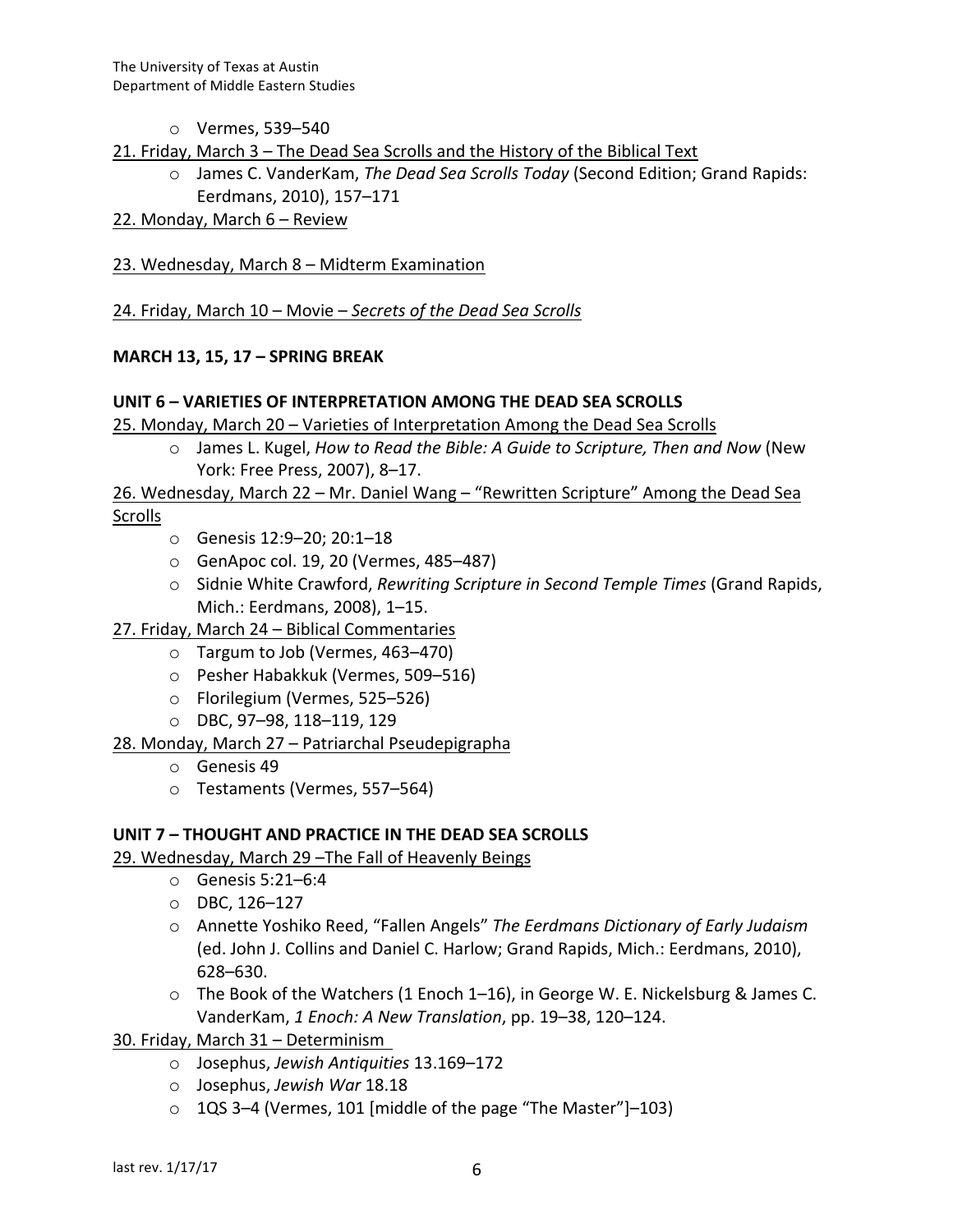- Vermes, 539–540

21. Friday, March 3 – The Dead Sea Scrolls and the History of the Biblical Text
    - James C. VanderKam, *The Dead Sea Scrolls Today* (Second Edition; Grand Rapids: Eerdmans, 2010), 157–171

22. Monday, March 6 – Review

23. Wednesday, March 8 – Midterm Examination

24. Friday, March 10 – Movie – *Secrets of the Dead Sea Scrolls*

**MARCH 13, 15, 17 – SPRING BREAK**

**UNIT 6 – VARIETIES OF INTERPRETATION AMONG THE DEAD SEA SCROLLS**

25. Monday, March 20 – Varieties of Interpretation Among the Dead Sea Scrolls
    - James L. Kugel, *How to Read the Bible: A Guide to Scripture, Then and Now* (New York: Free Press, 2007), 8–17.

26. Wednesday, March 22 – Mr. Daniel Wang – "Rewritten Scripture" Among the Dead Sea Scrolls
    - Genesis 12:9–20; 20:1–18
    - GenApoc col. 19, 20 (Vermes, 485–487)
    - Sidnie White Crawford, *Rewriting Scripture in Second Temple Times* (Grand Rapids, Mich.: Eerdmans, 2008), 1–15.

27. Friday, March 24 – Biblical Commentaries
    - Targum to Job (Vermes, 463–470)
    - Pesher Habakkuk (Vermes, 509–516)
    - Florilegium (Vermes, 525–526)
    - DBC, 97–98, 118–119, 129

28. Monday, March 27 – Patriarchal Pseudepigrapha
    - Genesis 49
    - Testaments (Vermes, 557–564)

**UNIT 7 – THOUGHT AND PRACTICE IN THE DEAD SEA SCROLLS**

29. Wednesday, March 29 –The Fall of Heavenly Beings
    - Genesis 5:21–6:4
    - DBC, 126–127
    - Annette Yoshiko Reed, "Fallen Angels" *The Eerdmans Dictionary of Early Judaism* (ed. John J. Collins and Daniel C. Harlow; Grand Rapids, Mich.: Eerdmans, 2010), 628–630.
    - The Book of the Watchers (1 Enoch 1–16), in George W. E. Nickelsburg & James C. VanderKam, *1 Enoch: A New Translation*, pp. 19–38, 120–124.

30. Friday, March 31 – Determinism
    - Josephus, *Jewish Antiquities* 13.169–172
    - Josephus, *Jewish War* 18.18
    - 1QS 3–4 (Vermes, 101 [middle of the page "The Master"]–103)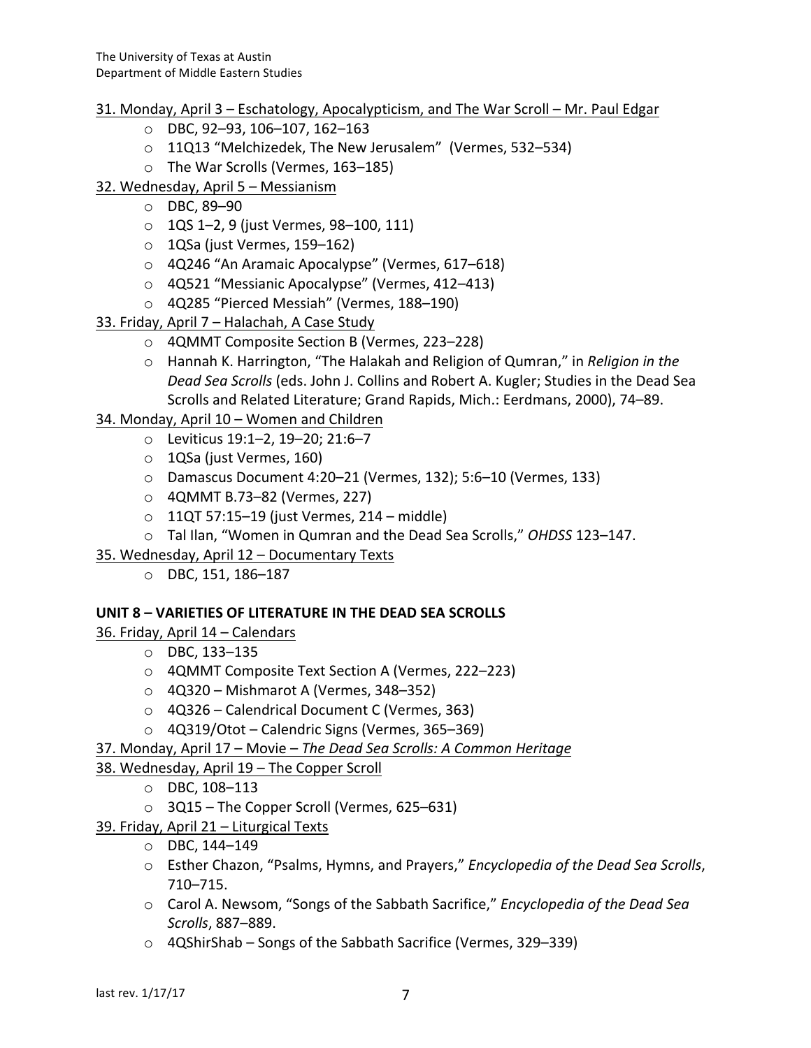31. Monday, April 3 – Eschatology, Apocalypticism, and The War Scroll – Mr. Paul Edgar

- DBC, 92–93, 106–107, 162–163
- 11Q13 “Melchizedek, The New Jerusalem” (Vermes, 532–534)
- The War Scrolls (Vermes, 163–185)

32. Wednesday, April 5 – Messianism

- DBC, 89–90
- 1QS 1–2, 9 (just Vermes, 98–100, 111)
- 1QSa (just Vermes, 159–162)
- 4Q246 “An Aramaic Apocalypse” (Vermes, 617–618)
- 4Q521 “Messianic Apocalypse” (Vermes, 412–413)
- 4Q285 “Pierced Messiah” (Vermes, 188–190)

33. Friday, April 7 – Halachah, A Case Study

- 4QMMT Composite Section B (Vermes, 223–228)
- Hannah K. Harrington, “The Halakah and Religion of Qumran,” in *Religion in the Dead Sea Scrolls* (eds. John J. Collins and Robert A. Kugler; Studies in the Dead Sea Scrolls and Related Literature; Grand Rapids, Mich.: Eerdmans, 2000), 74–89.

34. Monday, April 10 – Women and Children

- Leviticus 19:1–2, 19–20; 21:6–7
- 1QSa (just Vermes, 160)
- Damascus Document 4:20–21 (Vermes, 132); 5:6–10 (Vermes, 133)
- 4QMMT B.73–82 (Vermes, 227)
- 11QT 57:15–19 (just Vermes, 214 – middle)
- Tal Ilan, “Women in Qumran and the Dead Sea Scrolls,” *OHDSS* 123–147.

35. Wednesday, April 12 – Documentary Texts

- DBC, 151, 186–187

**UNIT 8 – VARIETIES OF LITERATURE IN THE DEAD SEA SCROLLS**

36. Friday, April 14 – Calendars

- DBC, 133–135
- 4QMMT Composite Text Section A (Vermes, 222–223)
- 4Q320 – Mishmarot A (Vermes, 348–352)
- 4Q326 – Calendrical Document C (Vermes, 363)
- 4Q319/Otot – Calendric Signs (Vermes, 365–369)

37. Monday, April 17 – Movie – *The Dead Sea Scrolls: A Common Heritage*

38. Wednesday, April 19 – The Copper Scroll

- DBC, 108–113
- 3Q15 – The Copper Scroll (Vermes, 625–631)

39. Friday, April 21 – Liturgical Texts

- DBC, 144–149
- Esther Chazon, “Psalms, Hymns, and Prayers,” *Encyclopedia of the Dead Sea Scrolls*, 710–715.
- Carol A. Newsom, “Songs of the Sabbath Sacrifice,” *Encyclopedia of the Dead Sea Scrolls*, 887–889.
- 4QShirShab – Songs of the Sabbath Sacrifice (Vermes, 329–339)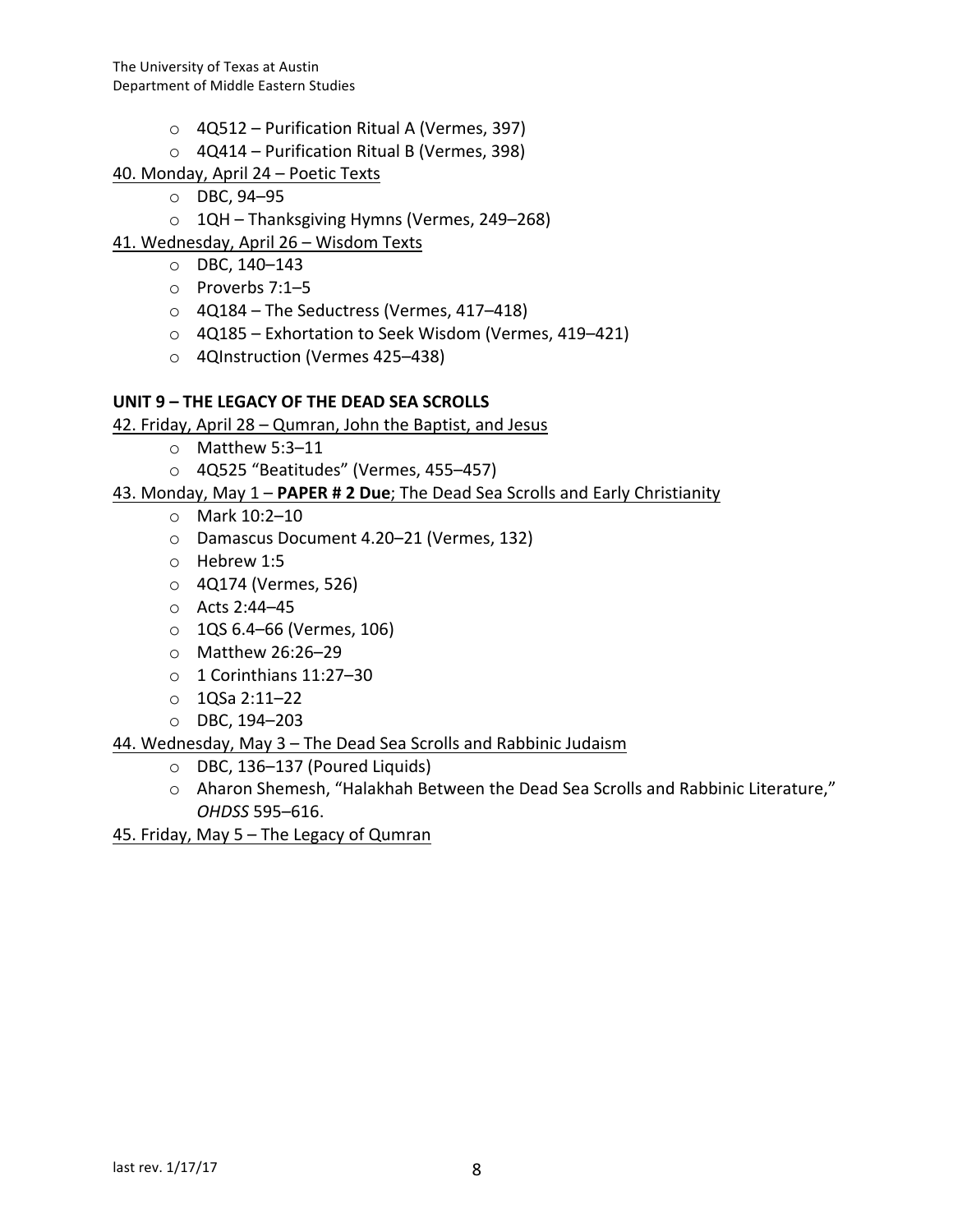- 4Q512 – Purification Ritual A (Vermes, 397)
- 4Q414 – Purification Ritual B (Vermes, 398)

40. Monday, April 24 – Poetic Texts

- DBC, 94–95
- 1QH – Thanksgiving Hymns (Vermes, 249–268)

41. Wednesday, April 26 – Wisdom Texts

- DBC, 140–143
- Proverbs 7:1–5
- 4Q184 – The Seductress (Vermes, 417–418)
- 4Q185 – Exhortation to Seek Wisdom (Vermes, 419–421)
- 4QInstruction (Vermes 425–438)

**UNIT 9 – THE LEGACY OF THE DEAD SEA SCROLLS**

42. Friday, April 28 – Qumran, John the Baptist, and Jesus

- Matthew 5:3–11
- 4Q525 "Beatitudes" (Vermes, 455–457)

43. Monday, May 1 – **PAPER # 2 Due**; The Dead Sea Scrolls and Early Christianity

- Mark 10:2–10
- Damascus Document 4.20–21 (Vermes, 132)
- Hebrew 1:5
- 4Q174 (Vermes, 526)
- Acts 2:44–45
- 1QS 6.4–66 (Vermes, 106)
- Matthew 26:26–29
- 1 Corinthians 11:27–30
- 1QSa 2:11–22
- DBC, 194–203

44. Wednesday, May 3 – The Dead Sea Scrolls and Rabbinic Judaism

- DBC, 136–137 (Poured Liquids)
- Aharon Shemesh, "Halakhah Between the Dead Sea Scrolls and Rabbinic Literature," *OHDSS* 595–616.

45. Friday, May 5 – The Legacy of Qumran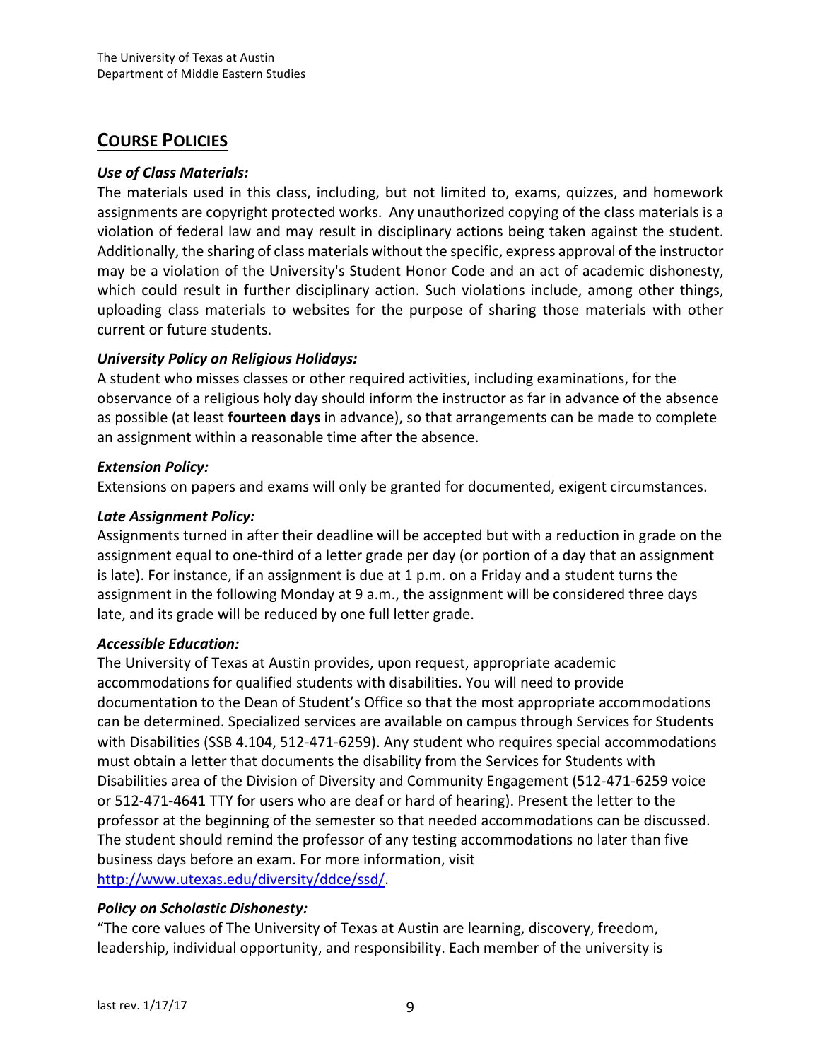## COURSE POLICIES

***Use of Class Materials:***

The materials used in this class, including, but not limited to, exams, quizzes, and homework assignments are copyright protected works. Any unauthorized copying of the class materials is a violation of federal law and may result in disciplinary actions being taken against the student. Additionally, the sharing of class materials without the specific, express approval of the instructor may be a violation of the University's Student Honor Code and an act of academic dishonesty, which could result in further disciplinary action. Such violations include, among other things, uploading class materials to websites for the purpose of sharing those materials with other current or future students.

***University Policy on Religious Holidays:***

A student who misses classes or other required activities, including examinations, for the observance of a religious holy day should inform the instructor as far in advance of the absence as possible (at least **fourteen days** in advance), so that arrangements can be made to complete an assignment within a reasonable time after the absence.

***Extension Policy:***

Extensions on papers and exams will only be granted for documented, exigent circumstances.

***Late Assignment Policy:***

Assignments turned in after their deadline will be accepted but with a reduction in grade on the assignment equal to one-third of a letter grade per day (or portion of a day that an assignment is late). For instance, if an assignment is due at 1 p.m. on a Friday and a student turns the assignment in the following Monday at 9 a.m., the assignment will be considered three days late, and its grade will be reduced by one full letter grade.

***Accessible Education:***

The University of Texas at Austin provides, upon request, appropriate academic accommodations for qualified students with disabilities. You will need to provide documentation to the Dean of Student's Office so that the most appropriate accommodations can be determined. Specialized services are available on campus through Services for Students with Disabilities (SSB 4.104, 512-471-6259). Any student who requires special accommodations must obtain a letter that documents the disability from the Services for Students with Disabilities area of the Division of Diversity and Community Engagement (512-471-6259 voice or 512-471-4641 TTY for users who are deaf or hard of hearing). Present the letter to the professor at the beginning of the semester so that needed accommodations can be discussed. The student should remind the professor of any testing accommodations no later than five business days before an exam. For more information, visit http://www.utexas.edu/diversity/ddce/ssd/.

***Policy on Scholastic Dishonesty:***

"The core values of The University of Texas at Austin are learning, discovery, freedom, leadership, individual opportunity, and responsibility. Each member of the university is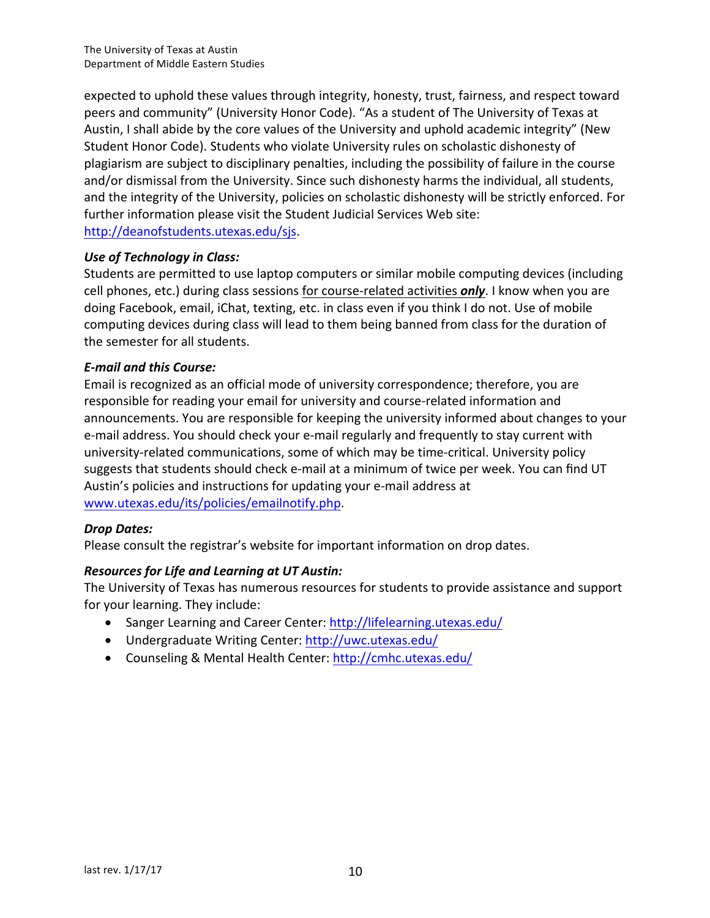expected to uphold these values through integrity, honesty, trust, fairness, and respect toward peers and community" (University Honor Code). "As a student of The University of Texas at Austin, I shall abide by the core values of the University and uphold academic integrity" (New Student Honor Code). Students who violate University rules on scholastic dishonesty of plagiarism are subject to disciplinary penalties, including the possibility of failure in the course and/or dismissal from the University. Since such dishonesty harms the individual, all students, and the integrity of the University, policies on scholastic dishonesty will be strictly enforced. For further information please visit the Student Judicial Services Web site: http://deanofstudents.utexas.edu/sjs.

***Use of Technology in Class:***
Students are permitted to use laptop computers or similar mobile computing devices (including cell phones, etc.) during class sessions <u>for course-related activities ***only***</u>. I know when you are doing Facebook, email, iChat, texting, etc. in class even if you think I do not. Use of mobile computing devices during class will lead to them being banned from class for the duration of the semester for all students.

***E-mail and this Course:***
Email is recognized as an official mode of university correspondence; therefore, you are responsible for reading your email for university and course-related information and announcements. You are responsible for keeping the university informed about changes to your e-mail address. You should check your e-mail regularly and frequently to stay current with university-related communications, some of which may be time-critical. University policy suggests that students should check e-mail at a minimum of twice per week. You can find UT Austin's policies and instructions for updating your e-mail address at www.utexas.edu/its/policies/emailnotify.php.

***Drop Dates:***
Please consult the registrar's website for important information on drop dates.

***Resources for Life and Learning at UT Austin:***
The University of Texas has numerous resources for students to provide assistance and support for your learning. They include:

- Sanger Learning and Career Center: http://lifelearning.utexas.edu/
- Undergraduate Writing Center: http://uwc.utexas.edu/
- Counseling & Mental Health Center: http://cmhc.utexas.edu/

last rev. 1/17/17